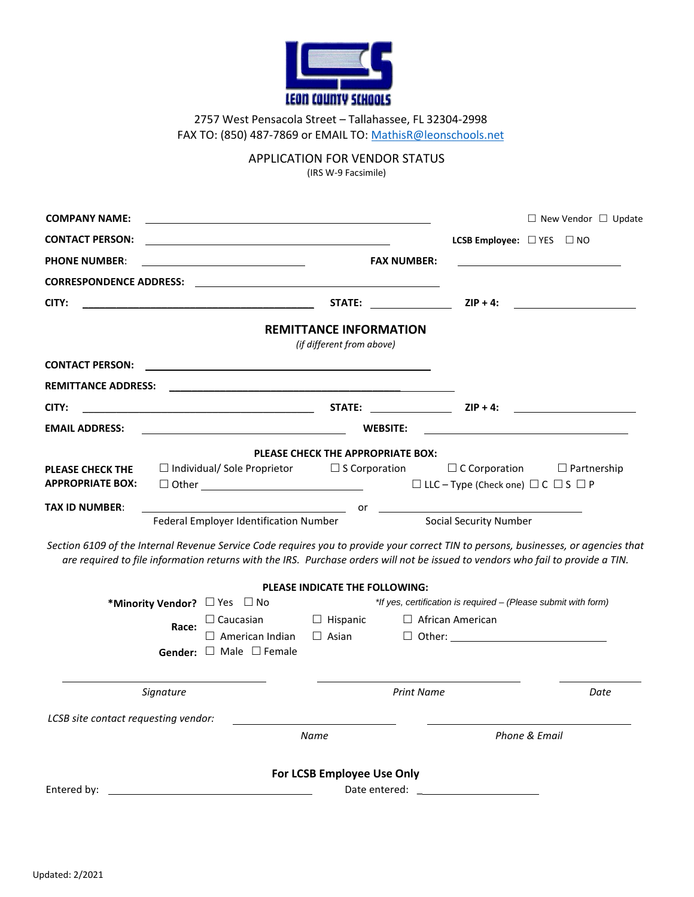LEON COUNTY SCHOOLS

2757 West Pensacola Street – Tallahassee, FL 32304-2998
FAX TO: (850) 487-7869 or EMAIL TO: MathisR@leonschools.net

APPLICATION FOR VENDOR STATUS
(IRS W-9 Facsimile)

**COMPANY NAME:** \_\_\_\_\_\_\_\_\_\_\_\_\_\_\_\_\_\_\_\_\_\_\_\_\_\_\_\_\_\_ ☐ New Vendor ☐ Update

**CONTACT PERSON:** \_\_\_\_\_\_\_\_\_\_\_\_\_\_\_\_\_\_\_\_\_\_\_\_\_\_\_\_\_\_ **LCSB Employee:** ☐ YES ☐ NO

**PHONE NUMBER**: \_\_\_\_\_\_\_\_\_\_\_\_\_\_\_\_\_\_\_\_ **FAX NUMBER:** \_\_\_\_\_\_\_\_\_\_\_\_\_\_\_\_\_\_\_\_

**CORRESPONDENCE ADDRESS:** \_\_\_\_\_\_\_\_\_\_\_\_\_\_\_\_\_\_\_\_\_\_\_\_\_\_\_\_\_\_

**CITY:** \_\_\_\_\_\_\_\_\_\_\_\_\_\_\_\_\_\_\_\_\_\_\_\_\_\_\_\_\_\_ **STATE:** \_\_\_\_\_\_\_\_\_\_ **ZIP + 4:** \_\_\_\_\_\_\_\_\_\_\_\_\_\_\_

## REMITTANCE INFORMATION

*(if different from above)*

**CONTACT PERSON:** \_\_\_\_\_\_\_\_\_\_\_\_\_\_\_\_\_\_\_\_\_\_\_\_\_\_\_\_\_\_

**REMITTANCE ADDRESS:** \_\_\_\_\_\_\_\_\_\_\_\_\_\_\_\_\_\_\_\_\_\_\_\_\_\_\_\_\_\_

**CITY:** \_\_\_\_\_\_\_\_\_\_\_\_\_\_\_\_\_\_\_\_\_\_\_\_\_\_\_\_\_\_ **STATE:** \_\_\_\_\_\_\_\_\_\_ **ZIP + 4:** \_\_\_\_\_\_\_\_\_\_\_\_\_\_\_

**EMAIL ADDRESS:** \_\_\_\_\_\_\_\_\_\_\_\_\_\_\_\_\_\_\_\_\_\_\_\_\_\_\_\_\_\_ **WEBSITE:** \_\_\_\_\_\_\_\_\_\_\_\_\_\_\_\_\_\_\_\_\_\_\_\_\_\_\_\_\_\_

**PLEASE CHECK THE APPROPRIATE BOX:**

**PLEASE CHECK THE APPROPRIATE BOX:** ☐ Individual/ Sole Proprietor ☐ S Corporation ☐ C Corporation ☐ Partnership
☐ Other \_\_\_\_\_\_\_\_\_\_\_\_\_\_\_\_\_\_\_\_ ☐ LLC – Type (Check one) ☐ C ☐ S ☐ P

**TAX ID NUMBER**: \_\_\_\_\_\_\_\_\_\_\_\_\_\_\_\_\_\_\_\_\_\_\_\_\_\_\_\_\_\_ or \_\_\_\_\_\_\_\_\_\_\_\_\_\_\_\_\_\_\_\_\_\_\_\_\_\_\_\_\_\_
Federal Employer Identification Number — Social Security Number

*Section 6109 of the Internal Revenue Service Code requires you to provide your correct TIN to persons, businesses, or agencies that are required to file information returns with the IRS. Purchase orders will not be issued to vendors who fail to provide a TIN.*

**PLEASE INDICATE THE FOLLOWING:**

**\*Minority Vendor?** ☐ Yes ☐ No *\*If yes, certification is required – (Please submit with form)*

**Race:** ☐ Caucasian ☐ Hispanic ☐ African American
☐ American Indian ☐ Asian ☐ Other: \_\_\_\_\_\_\_\_\_\_\_\_\_\_\_\_\_\_\_\_

**Gender:** ☐ Male ☐ Female

\_\_\_\_\_\_\_\_\_\_\_\_\_\_\_\_\_\_\_\_ \_\_\_\_\_\_\_\_\_\_\_\_\_\_\_\_\_\_\_\_ \_\_\_\_\_\_\_\_\_\_
*Signature* — *Print Name* — *Date*

*LCSB site contact requesting vendor:* \_\_\_\_\_\_\_\_\_\_\_\_\_\_\_\_\_\_\_\_ \_\_\_\_\_\_\_\_\_\_\_\_\_\_\_\_\_\_\_\_
*Name* — *Phone & Email*

**For LCSB Employee Use Only**

Entered by: \_\_\_\_\_\_\_\_\_\_\_\_\_\_\_\_\_\_\_\_ Date entered: \_\_\_\_\_\_\_\_\_\_\_\_\_\_\_\_\_\_\_\_

Updated: 2/2021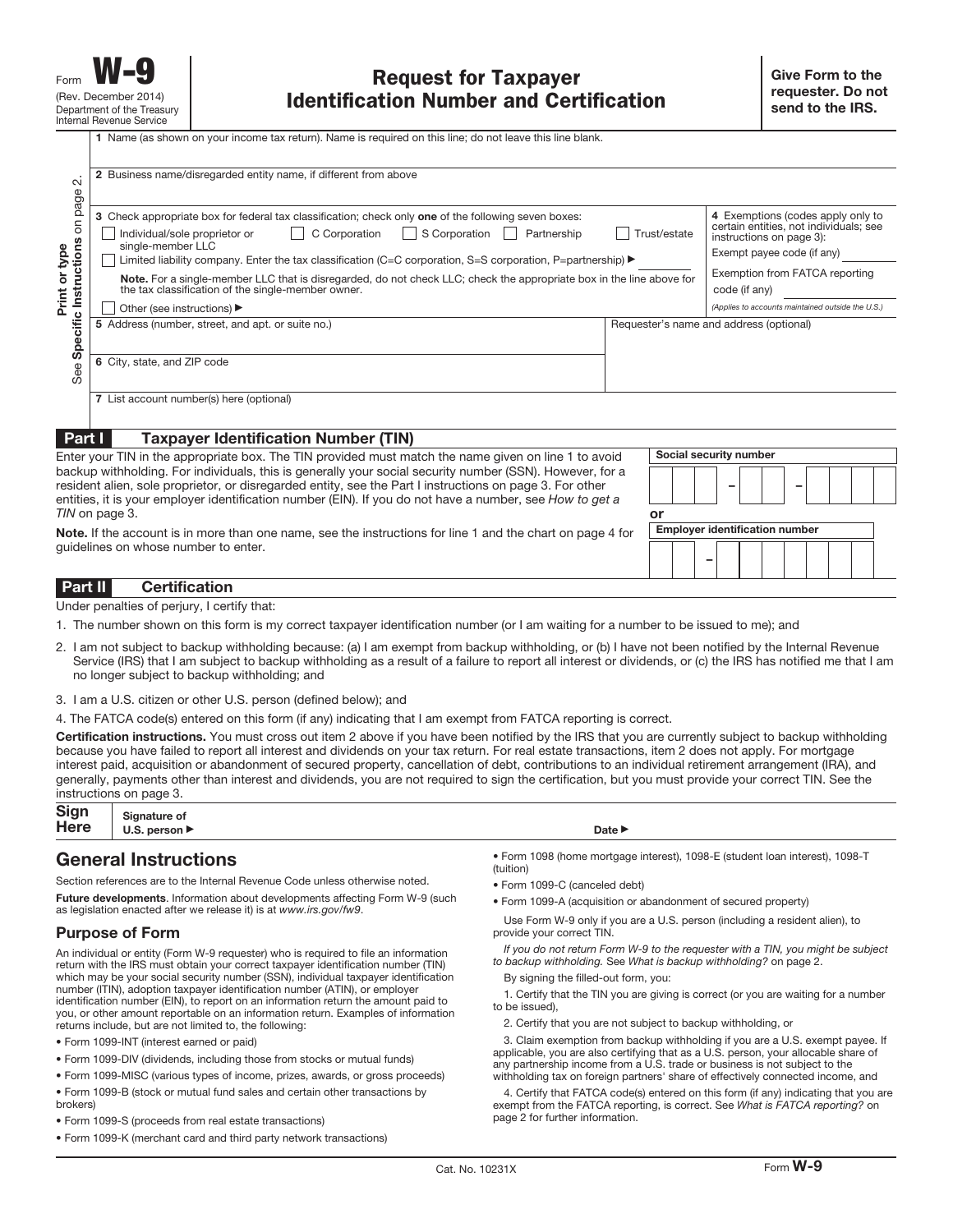Form **W-9**
(Rev. December 2014)
Department of the Treasury
Internal Revenue Service

# Request for Taxpayer Identification Number and Certification

**Give Form to the requester. Do not send to the IRS.**

Print or type
See **Specific Instructions** on page 2.

**1** Name (as shown on your income tax return). Name is required on this line; do not leave this line blank.

**2** Business name/disregarded entity name, if different from above

**3** Check appropriate box for federal tax classification; check only **one** of the following seven boxes:

- ☐ Individual/sole proprietor or single-member LLC
- ☐ C Corporation
- ☐ S Corporation
- ☐ Partnership
- ☐ Trust/estate
- ☐ Limited liability company. Enter the tax classification (C=C corporation, S=S corporation, P=partnership) ▶

**Note.** For a single-member LLC that is disregarded, do not check LLC; check the appropriate box in the line above for the tax classification of the single-member owner.

- ☐ Other (see instructions) ▶

**4** Exemptions (codes apply only to certain entities, not individuals; see instructions on page 3):

Exempt payee code (if any)

Exemption from FATCA reporting code (if any)

*(Applies to accounts maintained outside the U.S.)*

**5** Address (number, street, and apt. or suite no.)

Requester's name and address (optional)

**6** City, state, and ZIP code

**7** List account number(s) here (optional)

## Part I Taxpayer Identification Number (TIN)

Enter your TIN in the appropriate box. The TIN provided must match the name given on line 1 to avoid backup withholding. For individuals, this is generally your social security number (SSN). However, for a resident alien, sole proprietor, or disregarded entity, see the Part I instructions on page 3. For other entities, it is your employer identification number (EIN). If you do not have a number, see *How to get a TIN* on page 3.

**Note.** If the account is in more than one name, see the instructions for line 1 and the chart on page 4 for guidelines on whose number to enter.

**Social security number**

| | | | – | | | – | | | | |
|---|---|---|---|---|---|---|---|---|---|---|

or

**Employer identification number**

| | | – | | | | | | | |
|---|---|---|---|---|---|---|---|---|---|

## Part II Certification

Under penalties of perjury, I certify that:

1. The number shown on this form is my correct taxpayer identification number (or I am waiting for a number to be issued to me); and
2. I am not subject to backup withholding because: (a) I am exempt from backup withholding, or (b) I have not been notified by the Internal Revenue Service (IRS) that I am subject to backup withholding as a result of a failure to report all interest or dividends, or (c) the IRS has notified me that I am no longer subject to backup withholding; and
3. I am a U.S. citizen or other U.S. person (defined below); and
4. The FATCA code(s) entered on this form (if any) indicating that I am exempt from FATCA reporting is correct.

**Certification instructions.** You must cross out item 2 above if you have been notified by the IRS that you are currently subject to backup withholding because you have failed to report all interest and dividends on your tax return. For real estate transactions, item 2 does not apply. For mortgage interest paid, acquisition or abandonment of secured property, cancellation of debt, contributions to an individual retirement arrangement (IRA), and generally, payments other than interest and dividends, you are not required to sign the certification, but you must provide your correct TIN. See the instructions on page 3.

**Sign Here** | **Signature of U.S. person ▶** | **Date ▶**

## General Instructions

Section references are to the Internal Revenue Code unless otherwise noted.

**Future developments**. Information about developments affecting Form W-9 (such as legislation enacted after we release it) is at *www.irs.gov/fw9*.

### Purpose of Form

An individual or entity (Form W-9 requester) who is required to file an information return with the IRS must obtain your correct taxpayer identification number (TIN) which may be your social security number (SSN), individual taxpayer identification number (ITIN), adoption taxpayer identification number (ATIN), or employer identification number (EIN), to report on an information return the amount paid to you, or other amount reportable on an information return. Examples of information returns include, but are not limited to, the following:

- Form 1099-INT (interest earned or paid)
- Form 1099-DIV (dividends, including those from stocks or mutual funds)
- Form 1099-MISC (various types of income, prizes, awards, or gross proceeds)
- Form 1099-B (stock or mutual fund sales and certain other transactions by brokers)
- Form 1099-S (proceeds from real estate transactions)
- Form 1099-K (merchant card and third party network transactions)
- Form 1098 (home mortgage interest), 1098-E (student loan interest), 1098-T (tuition)
- Form 1099-C (canceled debt)
- Form 1099-A (acquisition or abandonment of secured property)

Use Form W-9 only if you are a U.S. person (including a resident alien), to provide your correct TIN.

*If you do not return Form W-9 to the requester with a TIN, you might be subject to backup withholding. See What is backup withholding? on page 2.*

By signing the filled-out form, you:

1. Certify that the TIN you are giving is correct (or you are waiting for a number to be issued),

2. Certify that you are not subject to backup withholding, or

3. Claim exemption from backup withholding if you are a U.S. exempt payee. If applicable, you are also certifying that as a U.S. person, your allocable share of any partnership income from a U.S. trade or business is not subject to the withholding tax on foreign partners' share of effectively connected income, and

4. Certify that FATCA code(s) entered on this form (if any) indicating that you are exempt from the FATCA reporting, is correct. See *What is FATCA reporting?* on page 2 for further information.

Cat. No. 10231X

Form **W-9**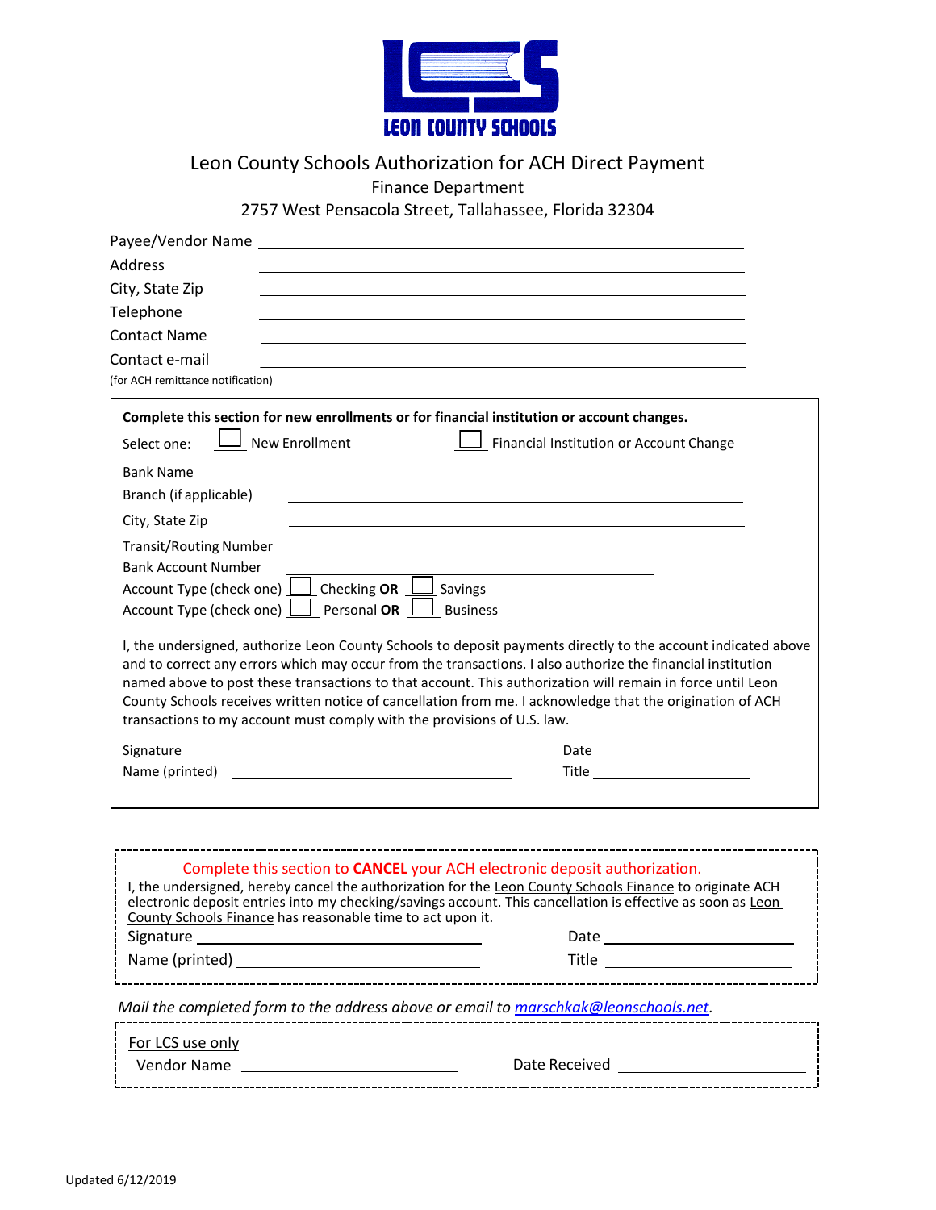LEON COUNTY SCHOOLS

# Leon County Schools Authorization for ACH Direct Payment

Finance Department

2757 West Pensacola Street, Tallahassee, Florida 32304

Payee/Vendor Name ______________________________

Address ______________________________

City, State Zip ______________________________

Telephone ______________________________

Contact Name ______________________________

Contact e-mail ______________________________

(for ACH remittance notification)

**Complete this section for new enrollments or for financial institution or account changes.**

Select one: ☐ New Enrollment ☐ Financial Institution or Account Change

Bank Name ______________________________

Branch (if applicable) ______________________________

City, State Zip ______________________________

Transit/Routing Number ___ ___ ___ ___ ___ ___ ___ ___ ___

Bank Account Number ______________________________

Account Type (check one) ☐ Checking **OR** ☐ Savings

Account Type (check one) ☐ Personal **OR** ☐ Business

I, the undersigned, authorize Leon County Schools to deposit payments directly to the account indicated above and to correct any errors which may occur from the transactions. I also authorize the financial institution named above to post these transactions to that account. This authorization will remain in force until Leon County Schools receives written notice of cancellation from me. I acknowledge that the origination of ACH transactions to my account must comply with the provisions of U.S. law.

Signature ______________________________ Date ______________

Name (printed) ______________________________ Title ______________

Complete this section to **CANCEL** your ACH electronic deposit authorization.

I, the undersigned, hereby cancel the authorization for the Leon County Schools Finance to originate ACH electronic deposit entries into my checking/savings account. This cancellation is effective as soon as Leon County Schools Finance has reasonable time to act upon it.

Signature ______________________________ Date ______________

Name (printed) ______________________________ Title ______________

*Mail the completed form to the address above or email to marschkak@leonschools.net.*

For LCS use only

Vendor Name ______________________________ Date Received ______________

Updated 6/12/2019